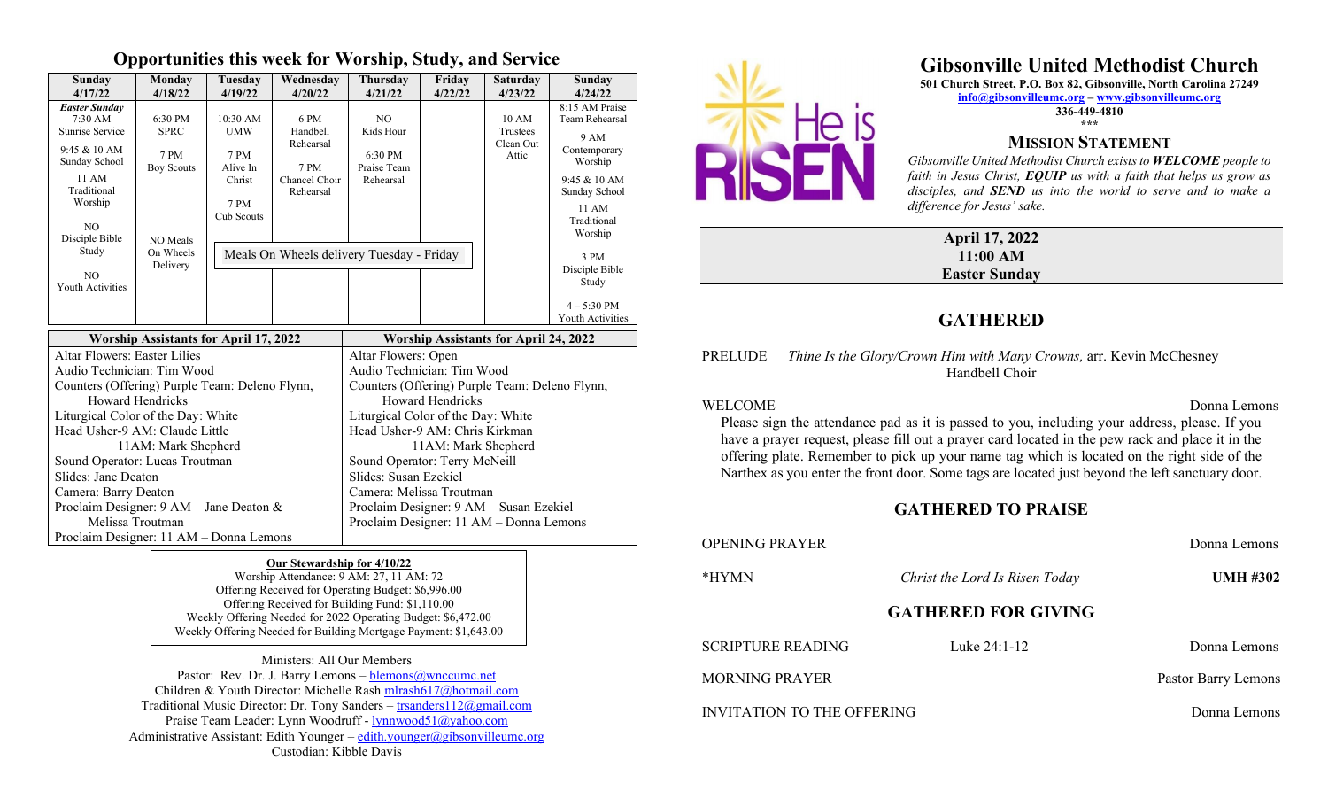## Opportunities this week for Worship, Study, and Service

| Sunday 4/17/22 | Monday 4/18/22 | Tuesday 4/19/22 | Wednesday 4/20/22 | Thursday 4/21/22 | Friday 4/22/22 | Saturday 4/23/22 | Sunday 4/24/22 |
|---|---|---|---|---|---|---|---|
| *Easter Sunday* 7:30 AM Sunrise Service<br>9:45 & 10 AM Sunday School<br>11 AM Traditional Worship<br>NO Disciple Bible Study<br>NO Youth Activities | 6:30 PM SPRC<br>7 PM Boy Scouts<br>NO Meals On Wheels Delivery | 10:30 AM UMW<br>7 PM Alive In Christ<br>7 PM Cub Scouts | 6 PM Handbell Rehearsal<br>7 PM Chancel Choir Rehearsal | NO Kids Hour<br>6:30 PM Praise Team Rehearsal | | 10 AM Trustees Clean Out Attic | 8:15 AM Praise Team Rehearsal<br>9 AM Contemporary Worship<br>9:45 & 10 AM Sunday School<br>11 AM Traditional Worship<br>3 PM Disciple Bible Study<br>4 – 5:30 PM Youth Activities |
| | | Meals On Wheels delivery Tuesday - Friday | | | | | |

| Worship Assistants for April 17, 2022 | Worship Assistants for April 24, 2022 |
|---|---|
| Altar Flowers: Easter Lilies | Altar Flowers: Open |
| Audio Technician: Tim Wood | Audio Technician: Tim Wood |
| Counters (Offering) Purple Team: Deleno Flynn, Howard Hendricks | Counters (Offering) Purple Team: Deleno Flynn, Howard Hendricks |
| Liturgical Color of the Day: White | Liturgical Color of the Day: White |
| Head Usher-9 AM: Claude Little<br>11AM: Mark Shepherd | Head Usher-9 AM: Chris Kirkman<br>11AM: Mark Shepherd |
| Sound Operator: Lucas Troutman | Sound Operator: Terry McNeill |
| Slides: Jane Deaton | Slides: Susan Ezekiel |
| Camera: Barry Deaton | Camera: Melissa Troutman |
| Proclaim Designer: 9 AM – Jane Deaton & Melissa Troutman | Proclaim Designer: 9 AM – Susan Ezekiel |
| Proclaim Designer: 11 AM – Donna Lemons | Proclaim Designer: 11 AM – Donna Lemons |

**Our Stewardship for 4/10/22**
Worship Attendance: 9 AM: 27, 11 AM: 72
Offering Received for Operating Budget: $6,996.00
Offering Received for Building Fund: $1,110.00
Weekly Offering Needed for 2022 Operating Budget: $6,472.00
Weekly Offering Needed for Building Mortgage Payment: $1,643.00

Ministers: All Our Members
Pastor: Rev. Dr. J. Barry Lemons – blemons@wnccumc.net
Children & Youth Director: Michelle Rash mlrash617@hotmail.com
Traditional Music Director: Dr. Tony Sanders – trsanders112@gmail.com
Praise Team Leader: Lynn Woodruff - lynnwood51@yahoo.com
Administrative Assistant: Edith Younger – edith.younger@gibsonvilleumc.org
Custodian: Kibble Davis

# Gibsonville United Methodist Church

**501 Church Street, P.O. Box 82, Gibsonville, North Carolina 27249**
**info@gibsonvilleumc.org – www.gibsonvilleumc.org**
**336-449-4810**
\*\*\*

### Mission Statement

*Gibsonville United Methodist Church exists to **WELCOME** people to faith in Jesus Christ, **EQUIP** us with a faith that helps us grow as disciples, and **SEND** us into the world to serve and to make a difference for Jesus' sake.*

**April 17, 2022**
**11:00 AM**
**Easter Sunday**

## GATHERED

PRELUDE *Thine Is the Glory/Crown Him with Many Crowns,* arr. Kevin McChesney
Handbell Choir

WELCOME — Donna Lemons

Please sign the attendance pad as it is passed to you, including your address, please. If you have a prayer request, please fill out a prayer card located in the pew rack and place it in the offering plate. Remember to pick up your name tag which is located on the right side of the Narthex as you enter the front door. Some tags are located just beyond the left sanctuary door.

## GATHERED TO PRAISE

OPENING PRAYER — Donna Lemons

\*HYMN *Christ the Lord Is Risen Today* **UMH #302**

## GATHERED FOR GIVING

SCRIPTURE READING Luke 24:1-12 — Donna Lemons

MORNING PRAYER — Pastor Barry Lemons

INVITATION TO THE OFFERING — Donna Lemons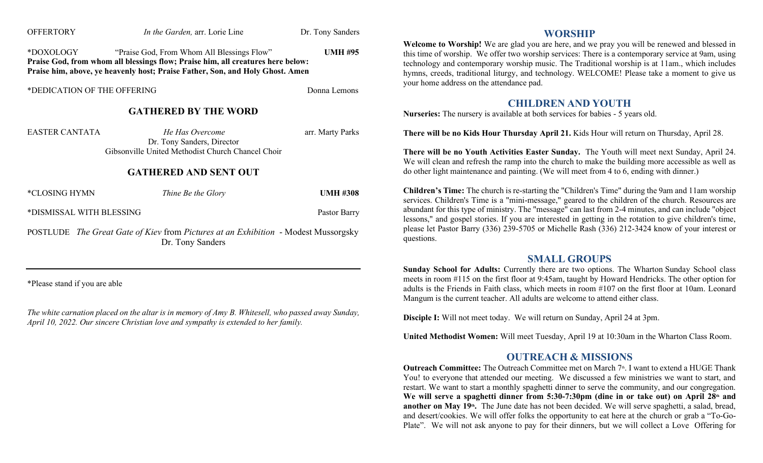OFFERTORY *In the Garden,* arr. Lorie Line Dr. Tony Sanders

*DOXOLOGY "Praise God, From Whom All Blessings Flow" **UMH #95**

**Praise God, from whom all blessings flow; Praise him, all creatures here below: Praise him, above, ye heavenly host; Praise Father, Son, and Holy Ghost. Amen**

*DEDICATION OF THE OFFERING Donna Lemons

## GATHERED BY THE WORD

EASTER CANTATA *He Has Overcome* arr. Marty Parks

Dr. Tony Sanders, Director

Gibsonville United Methodist Church Chancel Choir

## GATHERED AND SENT OUT

*CLOSING HYMN *Thine Be the Glory* **UMH #308**

*DISMISSAL WITH BLESSING Pastor Barry

POSTLUDE *The Great Gate of Kiev* from *Pictures at an Exhibition* - Modest Mussorgsky

Dr. Tony Sanders

---

*Please stand if you are able

*The white carnation placed on the altar is in memory of Amy B. Whitesell, who passed away Sunday, April 10, 2022. Our sincere Christian love and sympathy is extended to her family.*

## WORSHIP

**Welcome to Worship!** We are glad you are here, and we pray you will be renewed and blessed in this time of worship. We offer two worship services: There is a contemporary service at 9am, using technology and contemporary worship music. The Traditional worship is at 11am., which includes hymns, creeds, traditional liturgy, and technology. WELCOME! Please take a moment to give us your home address on the attendance pad.

## CHILDREN AND YOUTH

**Nurseries:** The nursery is available at both services for babies - 5 years old.

**There will be no Kids Hour Thursday April 21.** Kids Hour will return on Thursday, April 28.

**There will be no Youth Activities Easter Sunday.** The Youth will meet next Sunday, April 24. We will clean and refresh the ramp into the church to make the building more accessible as well as do other light maintenance and painting. (We will meet from 4 to 6, ending with dinner.)

**Children's Time:** The church is re-starting the "Children's Time" during the 9am and 11am worship services. Children's Time is a "mini-message," geared to the children of the church. Resources are abundant for this type of ministry. The "message" can last from 2-4 minutes, and can include "object lessons," and gospel stories. If you are interested in getting in the rotation to give children's time, please let Pastor Barry (336) 239-5705 or Michelle Rash (336) 212-3424 know of your interest or questions.

## SMALL GROUPS

**Sunday School for Adults:** Currently there are two options. The Wharton Sunday School class meets in room #115 on the first floor at 9:45am, taught by Howard Hendricks. The other option for adults is the Friends in Faith class, which meets in room #107 on the first floor at 10am. Leonard Mangum is the current teacher. All adults are welcome to attend either class.

**Disciple I:** Will not meet today. We will return on Sunday, April 24 at 3pm.

**United Methodist Women:** Will meet Tuesday, April 19 at 10:30am in the Wharton Class Room.

## OUTREACH & MISSIONS

**Outreach Committee:** The Outreach Committee met on March 7th. I want to extend a HUGE Thank You! to everyone that attended our meeting. We discussed a few ministries we want to start, and restart. We want to start a monthly spaghetti dinner to serve the community, and our congregation. **We will serve a spaghetti dinner from 5:30-7:30pm (dine in or take out) on April 28th and another on May 19th.** The June date has not been decided. We will serve spaghetti, a salad, bread, and desert/cookies. We will offer folks the opportunity to eat here at the church or grab a "To-Go-Plate". We will not ask anyone to pay for their dinners, but we will collect a Love Offering for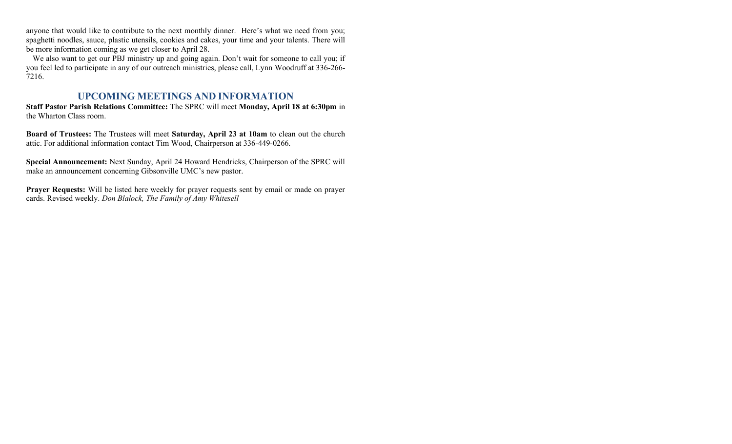anyone that would like to contribute to the next monthly dinner. Here's what we need from you; spaghetti noodles, sauce, plastic utensils, cookies and cakes, your time and your talents. There will be more information coming as we get closer to April 28.

We also want to get our PBJ ministry up and going again. Don't wait for someone to call you; if you feel led to participate in any of our outreach ministries, please call, Lynn Woodruff at 336-266-7216.

## UPCOMING MEETINGS AND INFORMATION

**Staff Pastor Parish Relations Committee:** The SPRC will meet **Monday, April 18 at 6:30pm** in the Wharton Class room.

**Board of Trustees:** The Trustees will meet **Saturday, April 23 at 10am** to clean out the church attic. For additional information contact Tim Wood, Chairperson at 336-449-0266.

**Special Announcement:** Next Sunday, April 24 Howard Hendricks, Chairperson of the SPRC will make an announcement concerning Gibsonville UMC's new pastor.

**Prayer Requests:** Will be listed here weekly for prayer requests sent by email or made on prayer cards. Revised weekly. *Don Blalock, The Family of Amy Whitesell*